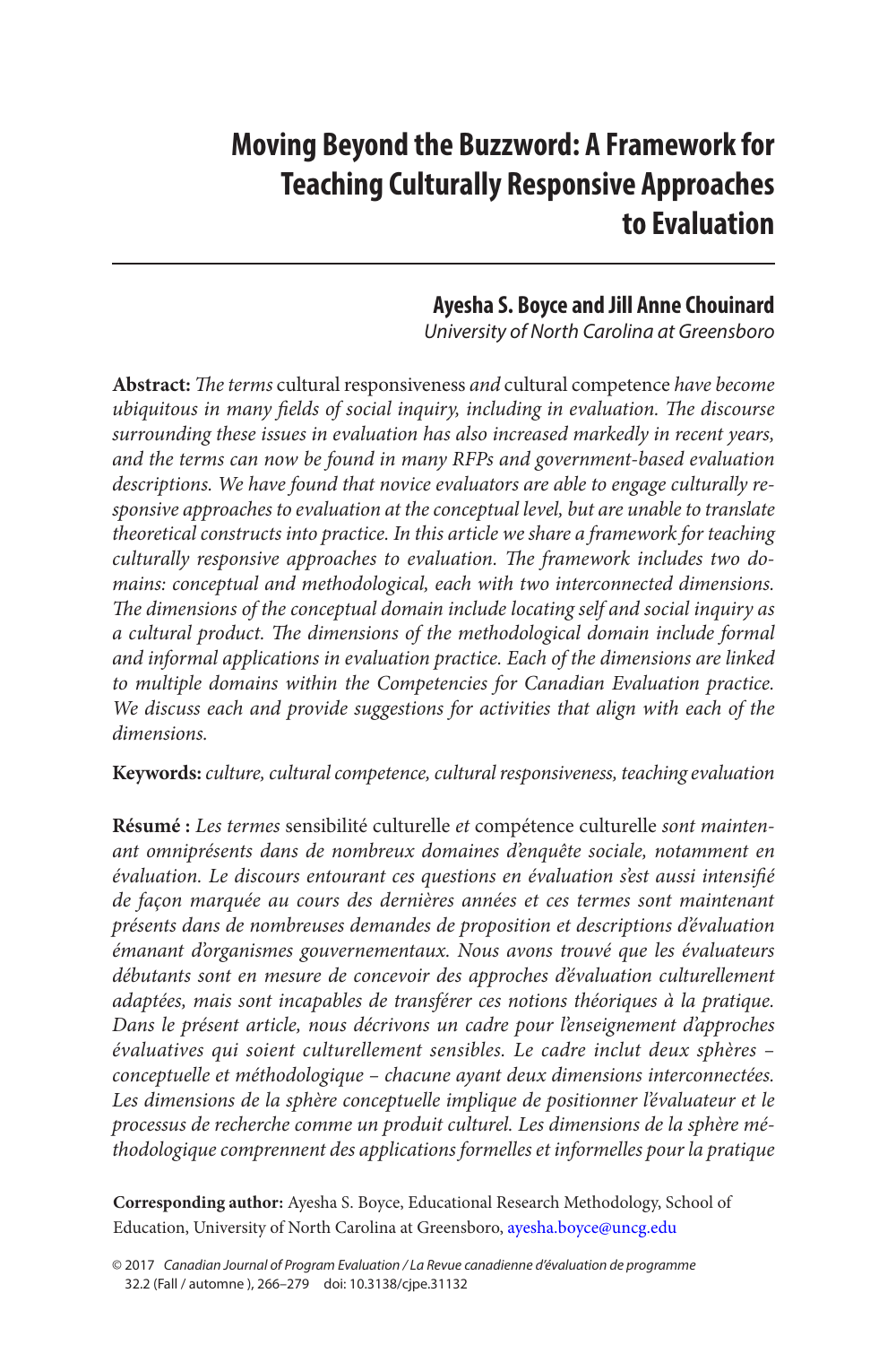# Moving Beyond the Buzzword: A Framework for Teaching Culturally Responsive Approaches to Evaluation

**Ayesha S. Boyce and Jill Anne Chouinard**

*University of North Carolina at Greensboro*

**Abstract:** *The terms* cultural responsiveness *and* cultural competence *have become ubiquitous in many fields of social inquiry, including in evaluation. The discourse surrounding these issues in evaluation has also increased markedly in recent years, and the terms can now be found in many RFPs and government-based evaluation descriptions. We have found that novice evaluators are able to engage culturally responsive approaches to evaluation at the conceptual level, but are unable to translate theoretical constructs into practice. In this article we share a framework for teaching culturally responsive approaches to evaluation. The framework includes two domains: conceptual and methodological, each with two interconnected dimensions. The dimensions of the conceptual domain include locating self and social inquiry as a cultural product. The dimensions of the methodological domain include formal and informal applications in evaluation practice. Each of the dimensions are linked to multiple domains within the Competencies for Canadian Evaluation practice. We discuss each and provide suggestions for activities that align with each of the dimensions.*

**Keywords:** *culture, cultural competence, cultural responsiveness, teaching evaluation*

**Résumé :** *Les termes* sensibilité culturelle *et* compétence culturelle *sont maintenant omniprésents dans de nombreux domaines d'enquête sociale, notamment en évaluation. Le discours entourant ces questions en évaluation s'est aussi intensifié de façon marquée au cours des dernières années et ces termes sont maintenant présents dans de nombreuses demandes de proposition et descriptions d'évaluation émanant d'organismes gouvernementaux. Nous avons trouvé que les évaluateurs débutants sont en mesure de concevoir des approches d'évaluation culturellement adaptées, mais sont incapables de transférer ces notions théoriques à la pratique. Dans le présent article, nous décrivons un cadre pour l'enseignement d'approches évaluatives qui soient culturellement sensibles. Le cadre inclut deux sphères – conceptuelle et méthodologique – chacune ayant deux dimensions interconnectées. Les dimensions de la sphère conceptuelle implique de positionner l'évaluateur et le processus de recherche comme un produit culturel. Les dimensions de la sphère méthodologique comprennent des applications formelles et informelles pour la pratique*

**Corresponding author:** Ayesha S. Boyce, Educational Research Methodology, School of Education, University of North Carolina at Greensboro, ayesha.boyce@uncg.edu

© 2017 *Canadian Journal of Program Evaluation / La Revue canadienne d'évaluation de programme* 32.2 (Fall / automne ), 266–279 doi: 10.3138/cjpe.31132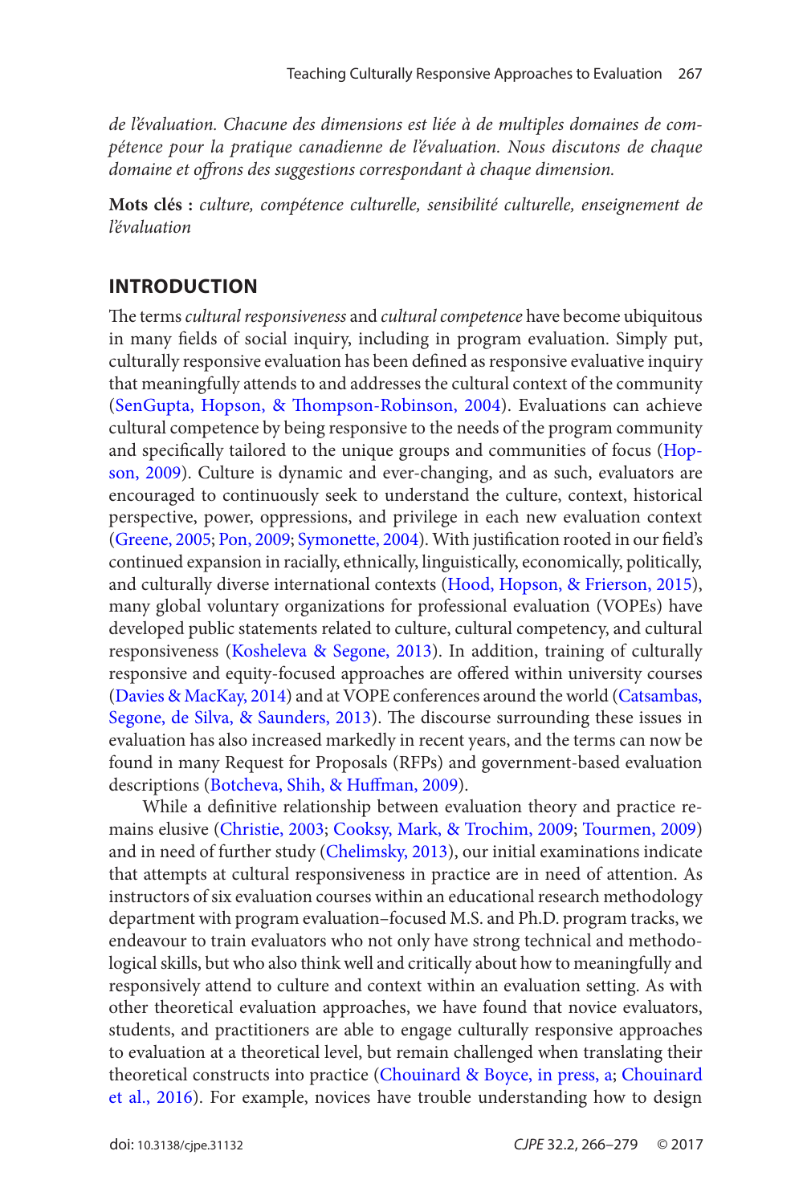*de l'évaluation. Chacune des dimensions est liée à de multiples domaines de compétence pour la pratique canadienne de l'évaluation. Nous discutons de chaque domaine et offrons des suggestions correspondant à chaque dimension.*

**Mots clés :** *culture, compétence culturelle, sensibilité culturelle, enseignement de l'évaluation*

## INTRODUCTION

The terms *cultural responsiveness* and *cultural competence* have become ubiquitous in many fields of social inquiry, including in program evaluation. Simply put, culturally responsive evaluation has been defined as responsive evaluative inquiry that meaningfully attends to and addresses the cultural context of the community (SenGupta, Hopson, & Thompson-Robinson, 2004). Evaluations can achieve cultural competence by being responsive to the needs of the program community and specifically tailored to the unique groups and communities of focus (Hopson, 2009). Culture is dynamic and ever-changing, and as such, evaluators are encouraged to continuously seek to understand the culture, context, historical perspective, power, oppressions, and privilege in each new evaluation context (Greene, 2005; Pon, 2009; Symonette, 2004). With justification rooted in our field's continued expansion in racially, ethnically, linguistically, economically, politically, and culturally diverse international contexts (Hood, Hopson, & Frierson, 2015), many global voluntary organizations for professional evaluation (VOPEs) have developed public statements related to culture, cultural competency, and cultural responsiveness (Kosheleva & Segone, 2013). In addition, training of culturally responsive and equity-focused approaches are offered within university courses (Davies & MacKay, 2014) and at VOPE conferences around the world (Catsambas, Segone, de Silva, & Saunders, 2013). The discourse surrounding these issues in evaluation has also increased markedly in recent years, and the terms can now be found in many Request for Proposals (RFPs) and government-based evaluation descriptions (Botcheva, Shih, & Huffman, 2009).

While a definitive relationship between evaluation theory and practice remains elusive (Christie, 2003; Cooksy, Mark, & Trochim, 2009; Tourmen, 2009) and in need of further study (Chelimsky, 2013), our initial examinations indicate that attempts at cultural responsiveness in practice are in need of attention. As instructors of six evaluation courses within an educational research methodology department with program evaluation–focused M.S. and Ph.D. program tracks, we endeavour to train evaluators who not only have strong technical and methodological skills, but who also think well and critically about how to meaningfully and responsively attend to culture and context within an evaluation setting. As with other theoretical evaluation approaches, we have found that novice evaluators, students, and practitioners are able to engage culturally responsive approaches to evaluation at a theoretical level, but remain challenged when translating their theoretical constructs into practice (Chouinard & Boyce, in press, a; Chouinard et al., 2016). For example, novices have trouble understanding how to design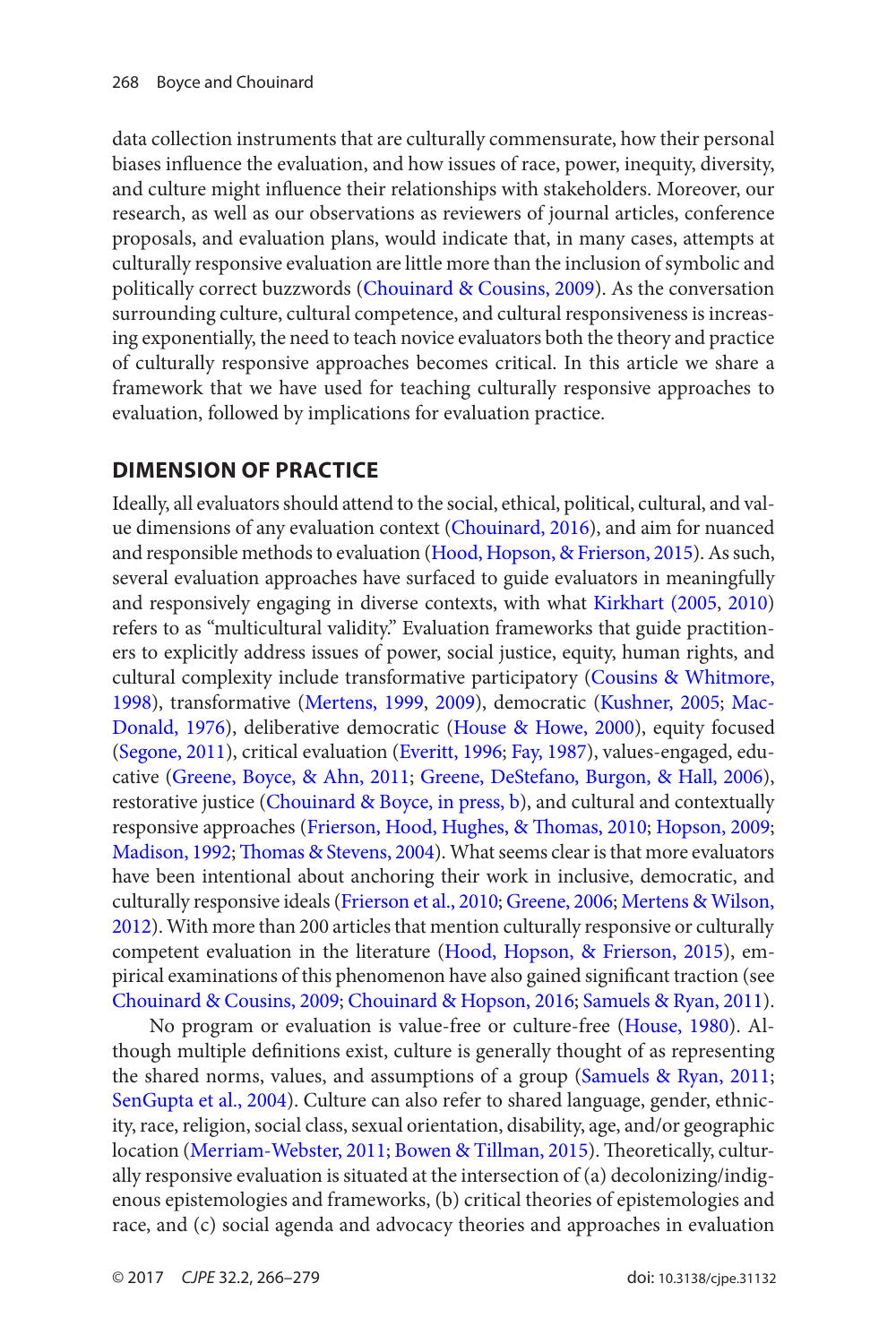data collection instruments that are culturally commensurate, how their personal biases influence the evaluation, and how issues of race, power, inequity, diversity, and culture might influence their relationships with stakeholders. Moreover, our research, as well as our observations as reviewers of journal articles, conference proposals, and evaluation plans, would indicate that, in many cases, attempts at culturally responsive evaluation are little more than the inclusion of symbolic and politically correct buzzwords (Chouinard & Cousins, 2009). As the conversation surrounding culture, cultural competence, and cultural responsiveness is increasing exponentially, the need to teach novice evaluators both the theory and practice of culturally responsive approaches becomes critical. In this article we share a framework that we have used for teaching culturally responsive approaches to evaluation, followed by implications for evaluation practice.

## DIMENSION OF PRACTICE

Ideally, all evaluators should attend to the social, ethical, political, cultural, and value dimensions of any evaluation context (Chouinard, 2016), and aim for nuanced and responsible methods to evaluation (Hood, Hopson, & Frierson, 2015). As such, several evaluation approaches have surfaced to guide evaluators in meaningfully and responsively engaging in diverse contexts, with what Kirkhart (2005, 2010) refers to as "multicultural validity." Evaluation frameworks that guide practitioners to explicitly address issues of power, social justice, equity, human rights, and cultural complexity include transformative participatory (Cousins & Whitmore, 1998), transformative (Mertens, 1999, 2009), democratic (Kushner, 2005; MacDonald, 1976), deliberative democratic (House & Howe, 2000), equity focused (Segone, 2011), critical evaluation (Everitt, 1996; Fay, 1987), values-engaged, educative (Greene, Boyce, & Ahn, 2011; Greene, DeStefano, Burgon, & Hall, 2006), restorative justice (Chouinard & Boyce, in press, b), and cultural and contextually responsive approaches (Frierson, Hood, Hughes, & Thomas, 2010; Hopson, 2009; Madison, 1992; Thomas & Stevens, 2004). What seems clear is that more evaluators have been intentional about anchoring their work in inclusive, democratic, and culturally responsive ideals (Frierson et al., 2010; Greene, 2006; Mertens & Wilson, 2012). With more than 200 articles that mention culturally responsive or culturally competent evaluation in the literature (Hood, Hopson, & Frierson, 2015), empirical examinations of this phenomenon have also gained significant traction (see Chouinard & Cousins, 2009; Chouinard & Hopson, 2016; Samuels & Ryan, 2011).

No program or evaluation is value-free or culture-free (House, 1980). Although multiple definitions exist, culture is generally thought of as representing the shared norms, values, and assumptions of a group (Samuels & Ryan, 2011; SenGupta et al., 2004). Culture can also refer to shared language, gender, ethnicity, race, religion, social class, sexual orientation, disability, age, and/or geographic location (Merriam-Webster, 2011; Bowen & Tillman, 2015). Theoretically, culturally responsive evaluation is situated at the intersection of (a) decolonizing/indigenous epistemologies and frameworks, (b) critical theories of epistemologies and race, and (c) social agenda and advocacy theories and approaches in evaluation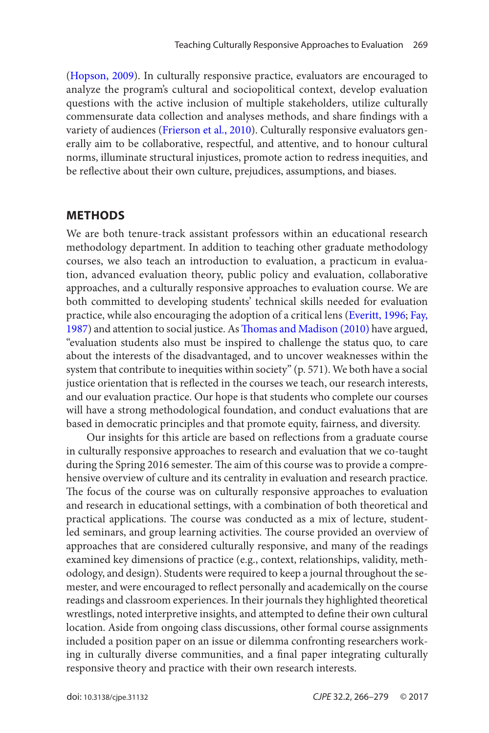(Hopson, 2009). In culturally responsive practice, evaluators are encouraged to analyze the program's cultural and sociopolitical context, develop evaluation questions with the active inclusion of multiple stakeholders, utilize culturally commensurate data collection and analyses methods, and share findings with a variety of audiences (Frierson et al., 2010). Culturally responsive evaluators generally aim to be collaborative, respectful, and attentive, and to honour cultural norms, illuminate structural injustices, promote action to redress inequities, and be reflective about their own culture, prejudices, assumptions, and biases.

## METHODS

We are both tenure-track assistant professors within an educational research methodology department. In addition to teaching other graduate methodology courses, we also teach an introduction to evaluation, a practicum in evaluation, advanced evaluation theory, public policy and evaluation, collaborative approaches, and a culturally responsive approaches to evaluation course. We are both committed to developing students' technical skills needed for evaluation practice, while also encouraging the adoption of a critical lens (Everitt, 1996; Fay, 1987) and attention to social justice. As Thomas and Madison (2010) have argued, "evaluation students also must be inspired to challenge the status quo, to care about the interests of the disadvantaged, and to uncover weaknesses within the system that contribute to inequities within society" (p. 571). We both have a social justice orientation that is reflected in the courses we teach, our research interests, and our evaluation practice. Our hope is that students who complete our courses will have a strong methodological foundation, and conduct evaluations that are based in democratic principles and that promote equity, fairness, and diversity.

Our insights for this article are based on reflections from a graduate course in culturally responsive approaches to research and evaluation that we co-taught during the Spring 2016 semester. The aim of this course was to provide a comprehensive overview of culture and its centrality in evaluation and research practice. The focus of the course was on culturally responsive approaches to evaluation and research in educational settings, with a combination of both theoretical and practical applications. The course was conducted as a mix of lecture, student-led seminars, and group learning activities. The course provided an overview of approaches that are considered culturally responsive, and many of the readings examined key dimensions of practice (e.g., context, relationships, validity, methodology, and design). Students were required to keep a journal throughout the semester, and were encouraged to reflect personally and academically on the course readings and classroom experiences. In their journals they highlighted theoretical wrestlings, noted interpretive insights, and attempted to define their own cultural location. Aside from ongoing class discussions, other formal course assignments included a position paper on an issue or dilemma confronting researchers working in culturally diverse communities, and a final paper integrating culturally responsive theory and practice with their own research interests.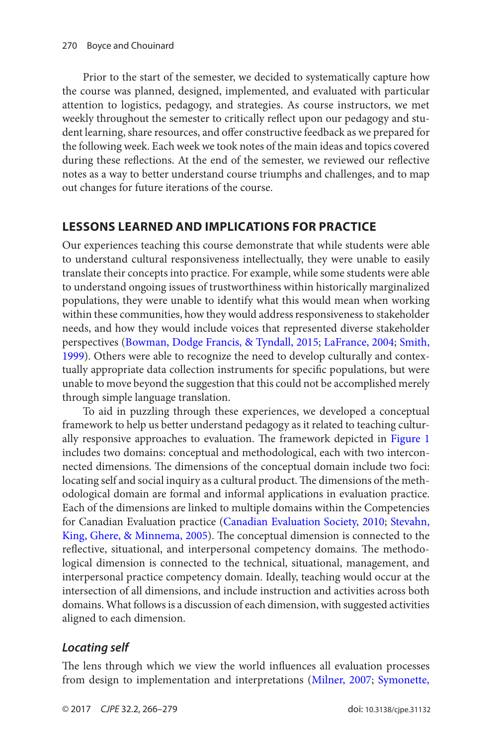Prior to the start of the semester, we decided to systematically capture how the course was planned, designed, implemented, and evaluated with particular attention to logistics, pedagogy, and strategies. As course instructors, we met weekly throughout the semester to critically reflect upon our pedagogy and student learning, share resources, and offer constructive feedback as we prepared for the following week. Each week we took notes of the main ideas and topics covered during these reflections. At the end of the semester, we reviewed our reflective notes as a way to better understand course triumphs and challenges, and to map out changes for future iterations of the course.

## LESSONS LEARNED AND IMPLICATIONS FOR PRACTICE

Our experiences teaching this course demonstrate that while students were able to understand cultural responsiveness intellectually, they were unable to easily translate their concepts into practice. For example, while some students were able to understand ongoing issues of trustworthiness within historically marginalized populations, they were unable to identify what this would mean when working within these communities, how they would address responsiveness to stakeholder needs, and how they would include voices that represented diverse stakeholder perspectives (Bowman, Dodge Francis, & Tyndall, 2015; LaFrance, 2004; Smith, 1999). Others were able to recognize the need to develop culturally and contextually appropriate data collection instruments for specific populations, but were unable to move beyond the suggestion that this could not be accomplished merely through simple language translation.

To aid in puzzling through these experiences, we developed a conceptual framework to help us better understand pedagogy as it related to teaching culturally responsive approaches to evaluation. The framework depicted in Figure 1 includes two domains: conceptual and methodological, each with two interconnected dimensions. The dimensions of the conceptual domain include two foci: locating self and social inquiry as a cultural product. The dimensions of the methodological domain are formal and informal applications in evaluation practice. Each of the dimensions are linked to multiple domains within the Competencies for Canadian Evaluation practice (Canadian Evaluation Society, 2010; Stevahn, King, Ghere, & Minnema, 2005). The conceptual dimension is connected to the reflective, situational, and interpersonal competency domains. The methodological dimension is connected to the technical, situational, management, and interpersonal practice competency domain. Ideally, teaching would occur at the intersection of all dimensions, and include instruction and activities across both domains. What follows is a discussion of each dimension, with suggested activities aligned to each dimension.

### *Locating self*

The lens through which we view the world influences all evaluation processes from design to implementation and interpretations (Milner, 2007; Symonette,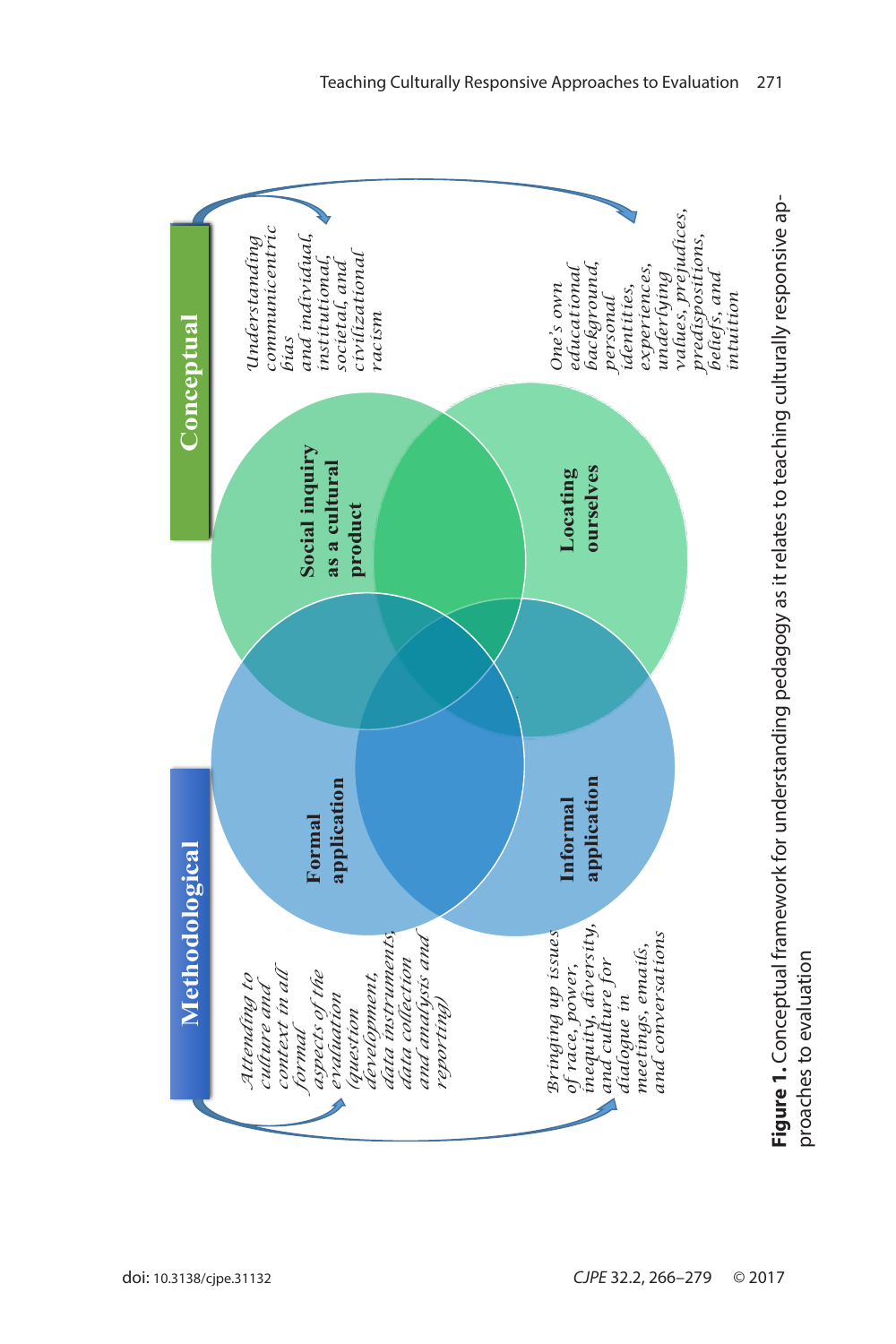**Methodological**

**Conceptual**

**Formal application**

**Informal application**

**Social inquiry as a cultural product**

**Locating ourselves**

*Attending to culture and context in all formal aspects of the evaluation (question development, data instruments, data collection and analysis and reporting)*

*Bringing up issues of race, power, inequity, diversity, and culture for dialogue in meetings, emails, and conversations*

*Understanding communicentric bias and individual, institutional, societal, and civilizational racism*

*One's own educational background, personal identities, experiences, underlying values, prejudices, predispositions, beliefs, and intuition*

**Figure 1.** Conceptual framework for understanding pedagogy as it relates to teaching culturally responsive approaches to evaluation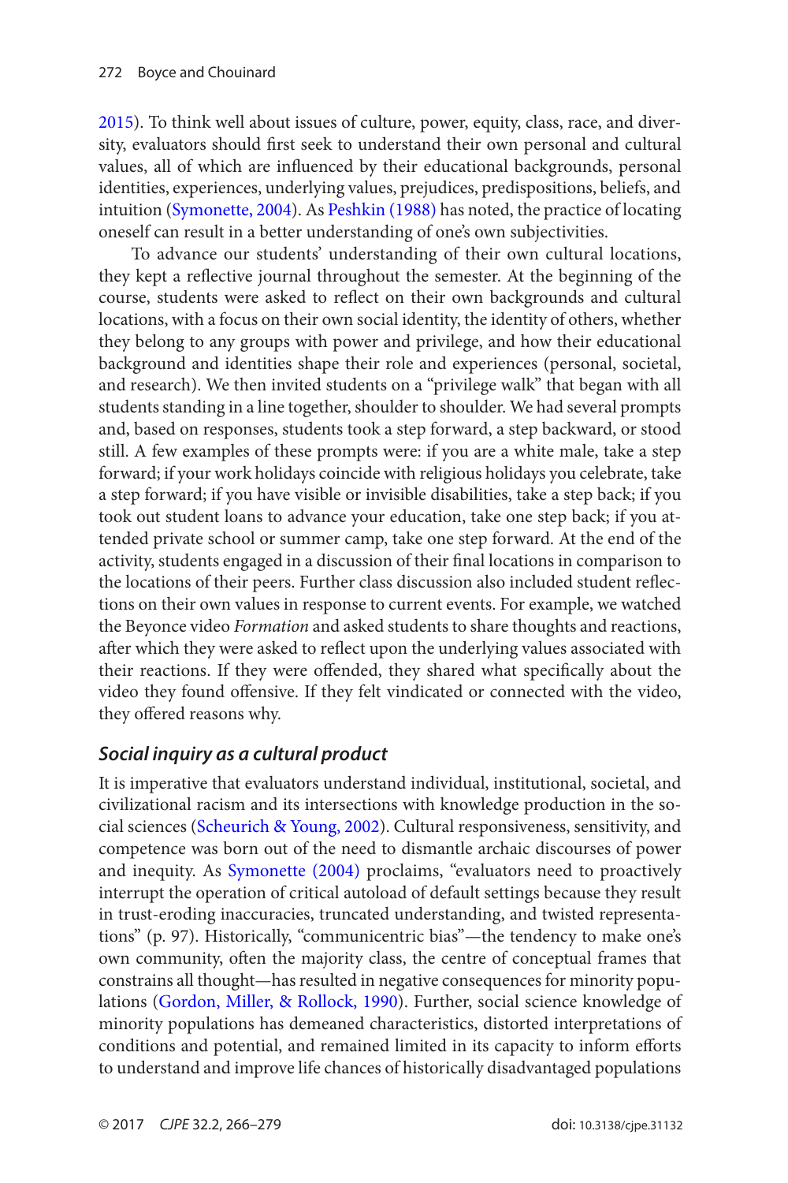2015). To think well about issues of culture, power, equity, class, race, and diversity, evaluators should first seek to understand their own personal and cultural values, all of which are influenced by their educational backgrounds, personal identities, experiences, underlying values, prejudices, predispositions, beliefs, and intuition (Symonette, 2004). As Peshkin (1988) has noted, the practice of locating oneself can result in a better understanding of one's own subjectivities.

To advance our students' understanding of their own cultural locations, they kept a reflective journal throughout the semester. At the beginning of the course, students were asked to reflect on their own backgrounds and cultural locations, with a focus on their own social identity, the identity of others, whether they belong to any groups with power and privilege, and how their educational background and identities shape their role and experiences (personal, societal, and research). We then invited students on a "privilege walk" that began with all students standing in a line together, shoulder to shoulder. We had several prompts and, based on responses, students took a step forward, a step backward, or stood still. A few examples of these prompts were: if you are a white male, take a step forward; if your work holidays coincide with religious holidays you celebrate, take a step forward; if you have visible or invisible disabilities, take a step back; if you took out student loans to advance your education, take one step back; if you attended private school or summer camp, take one step forward. At the end of the activity, students engaged in a discussion of their final locations in comparison to the locations of their peers. Further class discussion also included student reflections on their own values in response to current events. For example, we watched the Beyonce video *Formation* and asked students to share thoughts and reactions, after which they were asked to reflect upon the underlying values associated with their reactions. If they were offended, they shared what specifically about the video they found offensive. If they felt vindicated or connected with the video, they offered reasons why.

### *Social inquiry as a cultural product*

It is imperative that evaluators understand individual, institutional, societal, and civilizational racism and its intersections with knowledge production in the social sciences (Scheurich & Young, 2002). Cultural responsiveness, sensitivity, and competence was born out of the need to dismantle archaic discourses of power and inequity. As Symonette (2004) proclaims, "evaluators need to proactively interrupt the operation of critical autoload of default settings because they result in trust-eroding inaccuracies, truncated understanding, and twisted representations" (p. 97). Historically, "communicentric bias"—the tendency to make one's own community, often the majority class, the centre of conceptual frames that constrains all thought—has resulted in negative consequences for minority populations (Gordon, Miller, & Rollock, 1990). Further, social science knowledge of minority populations has demeaned characteristics, distorted interpretations of conditions and potential, and remained limited in its capacity to inform efforts to understand and improve life chances of historically disadvantaged populations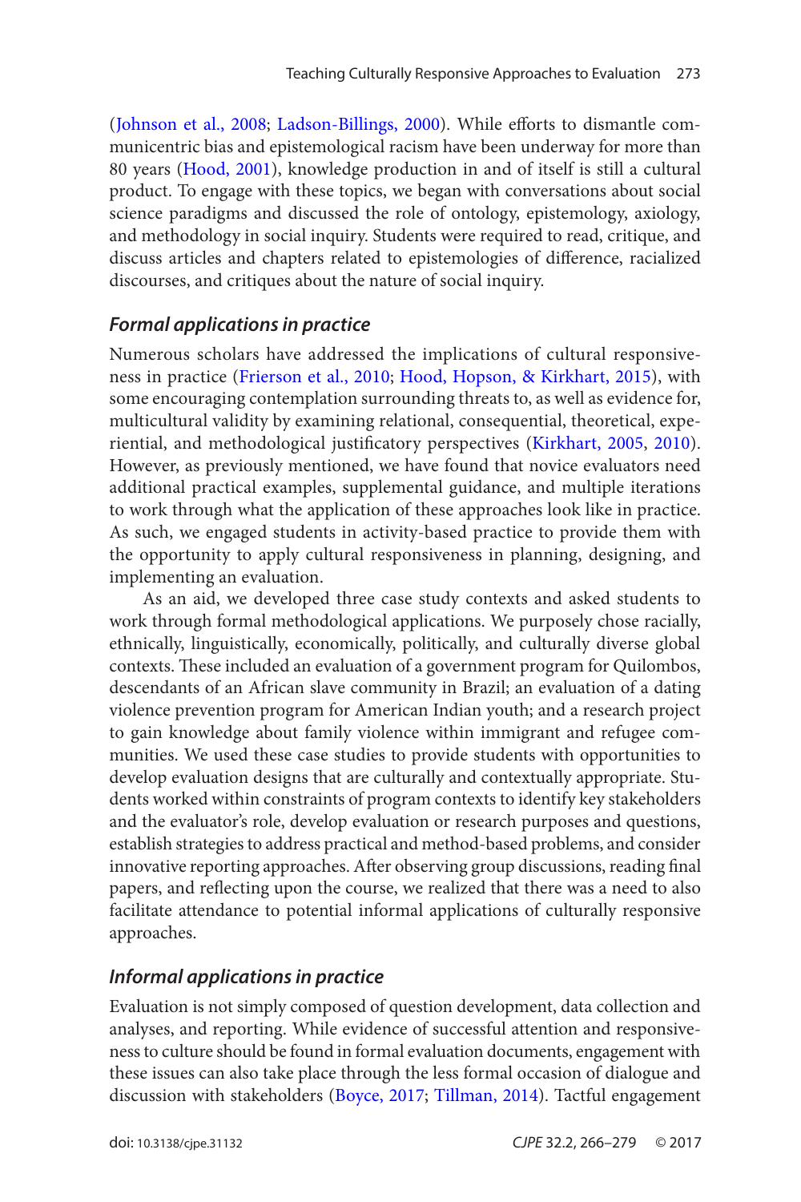(Johnson et al., 2008; Ladson-Billings, 2000). While efforts to dismantle communicentric bias and epistemological racism have been underway for more than 80 years (Hood, 2001), knowledge production in and of itself is still a cultural product. To engage with these topics, we began with conversations about social science paradigms and discussed the role of ontology, epistemology, axiology, and methodology in social inquiry. Students were required to read, critique, and discuss articles and chapters related to epistemologies of difference, racialized discourses, and critiques about the nature of social inquiry.

### *Formal applications in practice*

Numerous scholars have addressed the implications of cultural responsiveness in practice (Frierson et al., 2010; Hood, Hopson, & Kirkhart, 2015), with some encouraging contemplation surrounding threats to, as well as evidence for, multicultural validity by examining relational, consequential, theoretical, experiential, and methodological justificatory perspectives (Kirkhart, 2005, 2010). However, as previously mentioned, we have found that novice evaluators need additional practical examples, supplemental guidance, and multiple iterations to work through what the application of these approaches look like in practice. As such, we engaged students in activity-based practice to provide them with the opportunity to apply cultural responsiveness in planning, designing, and implementing an evaluation.

As an aid, we developed three case study contexts and asked students to work through formal methodological applications. We purposely chose racially, ethnically, linguistically, economically, politically, and culturally diverse global contexts. These included an evaluation of a government program for Quilombos, descendants of an African slave community in Brazil; an evaluation of a dating violence prevention program for American Indian youth; and a research project to gain knowledge about family violence within immigrant and refugee communities. We used these case studies to provide students with opportunities to develop evaluation designs that are culturally and contextually appropriate. Students worked within constraints of program contexts to identify key stakeholders and the evaluator's role, develop evaluation or research purposes and questions, establish strategies to address practical and method-based problems, and consider innovative reporting approaches. After observing group discussions, reading final papers, and reflecting upon the course, we realized that there was a need to also facilitate attendance to potential informal applications of culturally responsive approaches.

### *Informal applications in practice*

Evaluation is not simply composed of question development, data collection and analyses, and reporting. While evidence of successful attention and responsiveness to culture should be found in formal evaluation documents, engagement with these issues can also take place through the less formal occasion of dialogue and discussion with stakeholders (Boyce, 2017; Tillman, 2014). Tactful engagement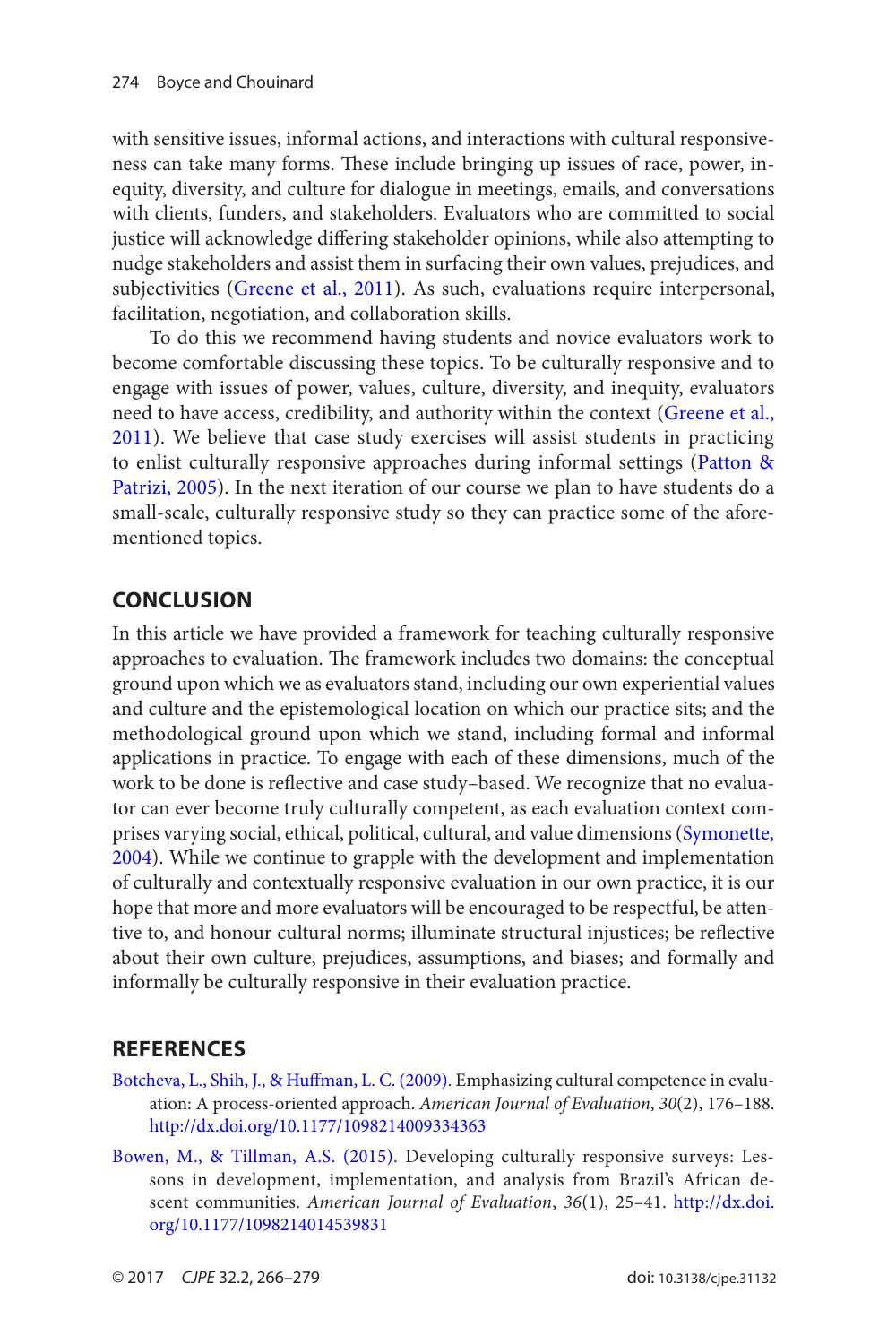with sensitive issues, informal actions, and interactions with cultural responsiveness can take many forms. These include bringing up issues of race, power, inequity, diversity, and culture for dialogue in meetings, emails, and conversations with clients, funders, and stakeholders. Evaluators who are committed to social justice will acknowledge differing stakeholder opinions, while also attempting to nudge stakeholders and assist them in surfacing their own values, prejudices, and subjectivities (Greene et al., 2011). As such, evaluations require interpersonal, facilitation, negotiation, and collaboration skills.

To do this we recommend having students and novice evaluators work to become comfortable discussing these topics. To be culturally responsive and to engage with issues of power, values, culture, diversity, and inequity, evaluators need to have access, credibility, and authority within the context (Greene et al., 2011). We believe that case study exercises will assist students in practicing to enlist culturally responsive approaches during informal settings (Patton & Patrizi, 2005). In the next iteration of our course we plan to have students do a small-scale, culturally responsive study so they can practice some of the aforementioned topics.

## CONCLUSION

In this article we have provided a framework for teaching culturally responsive approaches to evaluation. The framework includes two domains: the conceptual ground upon which we as evaluators stand, including our own experiential values and culture and the epistemological location on which our practice sits; and the methodological ground upon which we stand, including formal and informal applications in practice. To engage with each of these dimensions, much of the work to be done is reflective and case study–based. We recognize that no evaluator can ever become truly culturally competent, as each evaluation context comprises varying social, ethical, political, cultural, and value dimensions (Symonette, 2004). While we continue to grapple with the development and implementation of culturally and contextually responsive evaluation in our own practice, it is our hope that more and more evaluators will be encouraged to be respectful, be attentive to, and honour cultural norms; illuminate structural injustices; be reflective about their own culture, prejudices, assumptions, and biases; and formally and informally be culturally responsive in their evaluation practice.

## REFERENCES

Botcheva, L., Shih, J., & Huffman, L. C. (2009). Emphasizing cultural competence in evaluation: A process-oriented approach. *American Journal of Evaluation*, *30*(2), 176–188. http://dx.doi.org/10.1177/1098214009334363

Bowen, M., & Tillman, A.S. (2015). Developing culturally responsive surveys: Lessons in development, implementation, and analysis from Brazil's African descent communities. *American Journal of Evaluation*, *36*(1), 25–41. http://dx.doi.org/10.1177/1098214014539831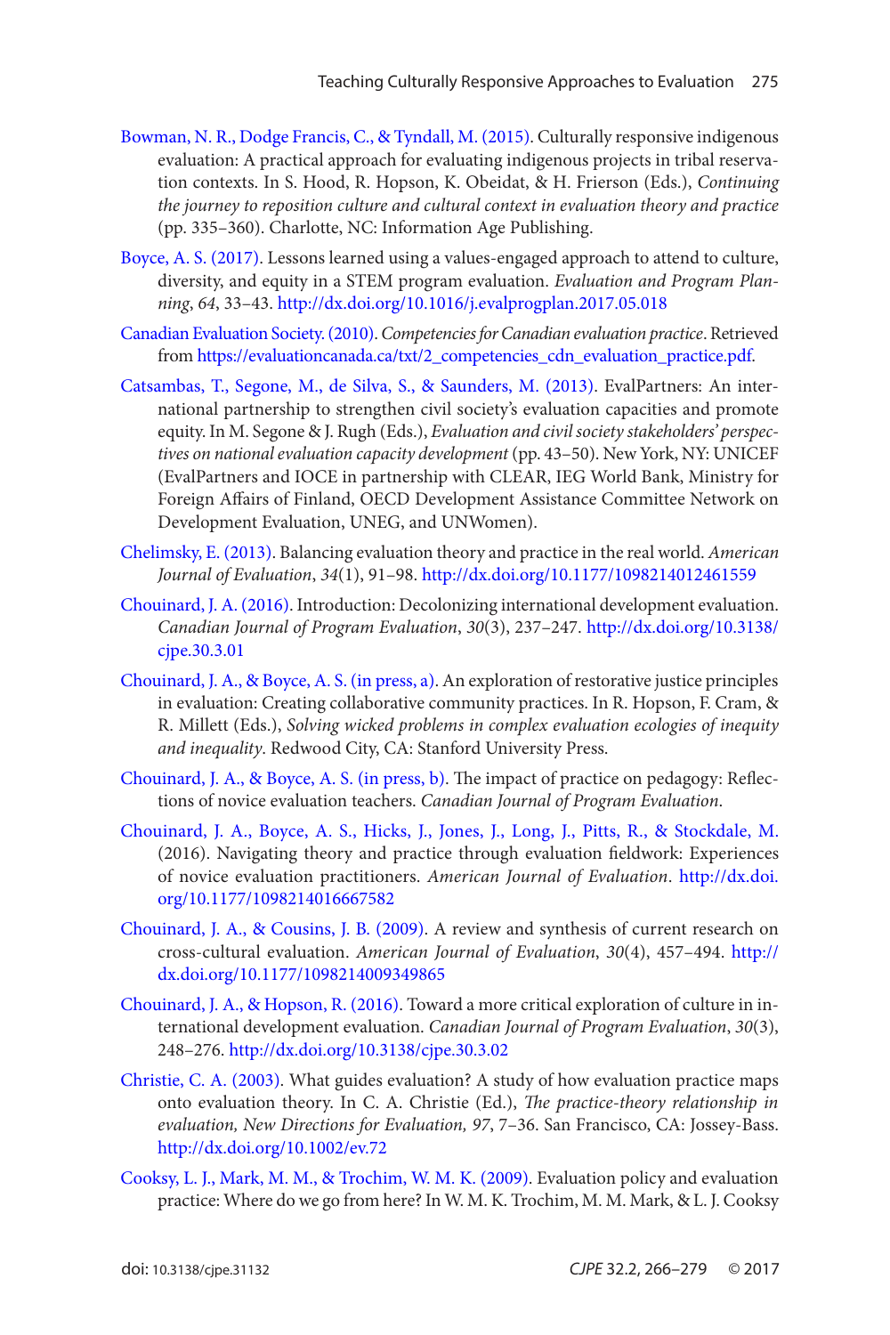Bowman, N. R., Dodge Francis, C., & Tyndall, M. (2015). Culturally responsive indigenous evaluation: A practical approach for evaluating indigenous projects in tribal reservation contexts. In S. Hood, R. Hopson, K. Obeidat, & H. Frierson (Eds.), *Continuing the journey to reposition culture and cultural context in evaluation theory and practice* (pp. 335–360). Charlotte, NC: Information Age Publishing.

Boyce, A. S. (2017). Lessons learned using a values-engaged approach to attend to culture, diversity, and equity in a STEM program evaluation. *Evaluation and Program Planning*, *64*, 33–43. http://dx.doi.org/10.1016/j.evalprogplan.2017.05.018

Canadian Evaluation Society. (2010). *Competencies for Canadian evaluation practice*. Retrieved from https://evaluationcanada.ca/txt/2_competencies_cdn_evaluation_practice.pdf.

Catsambas, T., Segone, M., de Silva, S., & Saunders, M. (2013). EvalPartners: An international partnership to strengthen civil society's evaluation capacities and promote equity. In M. Segone & J. Rugh (Eds.), *Evaluation and civil society stakeholders' perspectives on national evaluation capacity development* (pp. 43–50). New York, NY: UNICEF (EvalPartners and IOCE in partnership with CLEAR, IEG World Bank, Ministry for Foreign Affairs of Finland, OECD Development Assistance Committee Network on Development Evaluation, UNEG, and UNWomen).

Chelimsky, E. (2013). Balancing evaluation theory and practice in the real world. *American Journal of Evaluation*, *34*(1), 91–98. http://dx.doi.org/10.1177/1098214012461559

Chouinard, J. A. (2016). Introduction: Decolonizing international development evaluation. *Canadian Journal of Program Evaluation*, *30*(3), 237–247. http://dx.doi.org/10.3138/cjpe.30.3.01

Chouinard, J. A., & Boyce, A. S. (in press, a). An exploration of restorative justice principles in evaluation: Creating collaborative community practices. In R. Hopson, F. Cram, & R. Millett (Eds.), *Solving wicked problems in complex evaluation ecologies of inequity and inequality*. Redwood City, CA: Stanford University Press.

Chouinard, J. A., & Boyce, A. S. (in press, b). The impact of practice on pedagogy: Reflections of novice evaluation teachers. *Canadian Journal of Program Evaluation*.

Chouinard, J. A., Boyce, A. S., Hicks, J., Jones, J., Long, J., Pitts, R., & Stockdale, M. (2016). Navigating theory and practice through evaluation fieldwork: Experiences of novice evaluation practitioners. *American Journal of Evaluation*. http://dx.doi.org/10.1177/1098214016667582

Chouinard, J. A., & Cousins, J. B. (2009). A review and synthesis of current research on cross-cultural evaluation. *American Journal of Evaluation*, *30*(4), 457–494. http://dx.doi.org/10.1177/1098214009349865

Chouinard, J. A., & Hopson, R. (2016). Toward a more critical exploration of culture in international development evaluation. *Canadian Journal of Program Evaluation*, *30*(3), 248–276. http://dx.doi.org/10.3138/cjpe.30.3.02

Christie, C. A. (2003). What guides evaluation? A study of how evaluation practice maps onto evaluation theory. In C. A. Christie (Ed.), *The practice-theory relationship in evaluation, New Directions for Evaluation, 97*, 7–36. San Francisco, CA: Jossey-Bass. http://dx.doi.org/10.1002/ev.72

Cooksy, L. J., Mark, M. M., & Trochim, W. M. K. (2009). Evaluation policy and evaluation practice: Where do we go from here? In W. M. K. Trochim, M. M. Mark, & L. J. Cooksy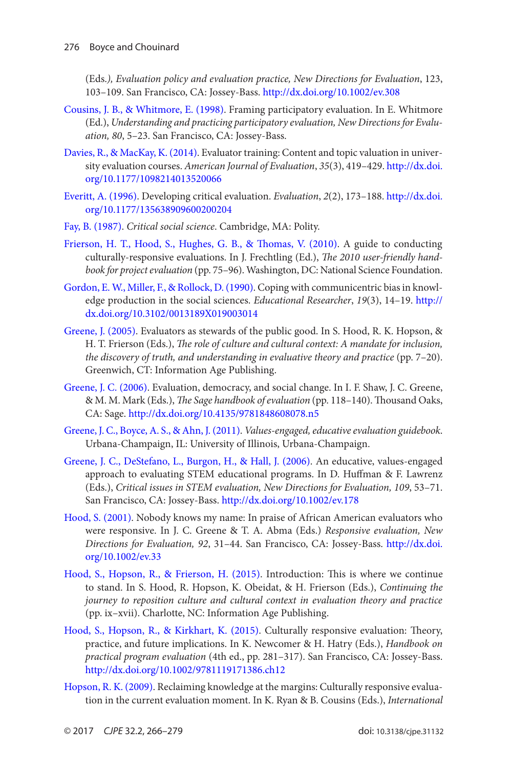(Eds.*), Evaluation policy and evaluation practice, New Directions for Evaluation*, 123, 103–109. San Francisco, CA: Jossey-Bass. http://dx.doi.org/10.1002/ev.308

Cousins, J. B., & Whitmore, E. (1998). Framing participatory evaluation. In E. Whitmore (Ed.), *Understanding and practicing participatory evaluation, New Directions for Evaluation, 80*, 5–23. San Francisco, CA: Jossey-Bass.

Davies, R., & MacKay, K. (2014). Evaluator training: Content and topic valuation in university evaluation courses. *American Journal of Evaluation*, *35*(3), 419–429. http://dx.doi.org/10.1177/1098214013520066

Everitt, A. (1996). Developing critical evaluation. *Evaluation*, *2*(2), 173–188. http://dx.doi.org/10.1177/135638909600200204

Fay, B. (1987). *Critical social science*. Cambridge, MA: Polity.

Frierson, H. T., Hood, S., Hughes, G. B., & Thomas, V. (2010). A guide to conducting culturally-responsive evaluations. In J. Frechtling (Ed.), *The 2010 user-friendly handbook for project evaluation* (pp. 75–96). Washington, DC: National Science Foundation.

Gordon, E. W., Miller, F., & Rollock, D. (1990). Coping with communicentric bias in knowledge production in the social sciences. *Educational Researcher*, *19*(3), 14–19. http://dx.doi.org/10.3102/0013189X019003014

Greene, J. (2005). Evaluators as stewards of the public good. In S. Hood, R. K. Hopson, & H. T. Frierson (Eds.), *The role of culture and cultural context: A mandate for inclusion, the discovery of truth, and understanding in evaluative theory and practice* (pp. 7–20). Greenwich, CT: Information Age Publishing.

Greene, J. C. (2006). Evaluation, democracy, and social change. In I. F. Shaw, J. C. Greene, & M. M. Mark (Eds.), *The Sage handbook of evaluation* (pp. 118–140). Thousand Oaks, CA: Sage. http://dx.doi.org/10.4135/9781848608078.n5

Greene, J. C., Boyce, A. S., & Ahn, J. (2011). *Values-engaged, educative evaluation guidebook*. Urbana-Champaign, IL: University of Illinois, Urbana-Champaign.

Greene, J. C., DeStefano, L., Burgon, H., & Hall, J. (2006). An educative, values-engaged approach to evaluating STEM educational programs. In D. Huffman & F. Lawrenz (Eds.), *Critical issues in STEM evaluation, New Directions for Evaluation, 109*, 53–71. San Francisco, CA: Jossey-Bass. http://dx.doi.org/10.1002/ev.178

Hood, S. (2001). Nobody knows my name: In praise of African American evaluators who were responsive. In J. C. Greene & T. A. Abma (Eds.) *Responsive evaluation, New Directions for Evaluation, 92*, 31–44. San Francisco, CA: Jossey-Bass. http://dx.doi.org/10.1002/ev.33

Hood, S., Hopson, R., & Frierson, H. (2015). Introduction: This is where we continue to stand. In S. Hood, R. Hopson, K. Obeidat, & H. Frierson (Eds.), *Continuing the journey to reposition culture and cultural context in evaluation theory and practice* (pp. ix–xvii). Charlotte, NC: Information Age Publishing.

Hood, S., Hopson, R., & Kirkhart, K. (2015). Culturally responsive evaluation: Theory, practice, and future implications. In K. Newcomer & H. Hatry (Eds.), *Handbook on practical program evaluation* (4th ed., pp. 281–317). San Francisco, CA: Jossey-Bass. http://dx.doi.org/10.1002/9781119171386.ch12

Hopson, R. K. (2009). Reclaiming knowledge at the margins: Culturally responsive evaluation in the current evaluation moment. In K. Ryan & B. Cousins (Eds.), *International*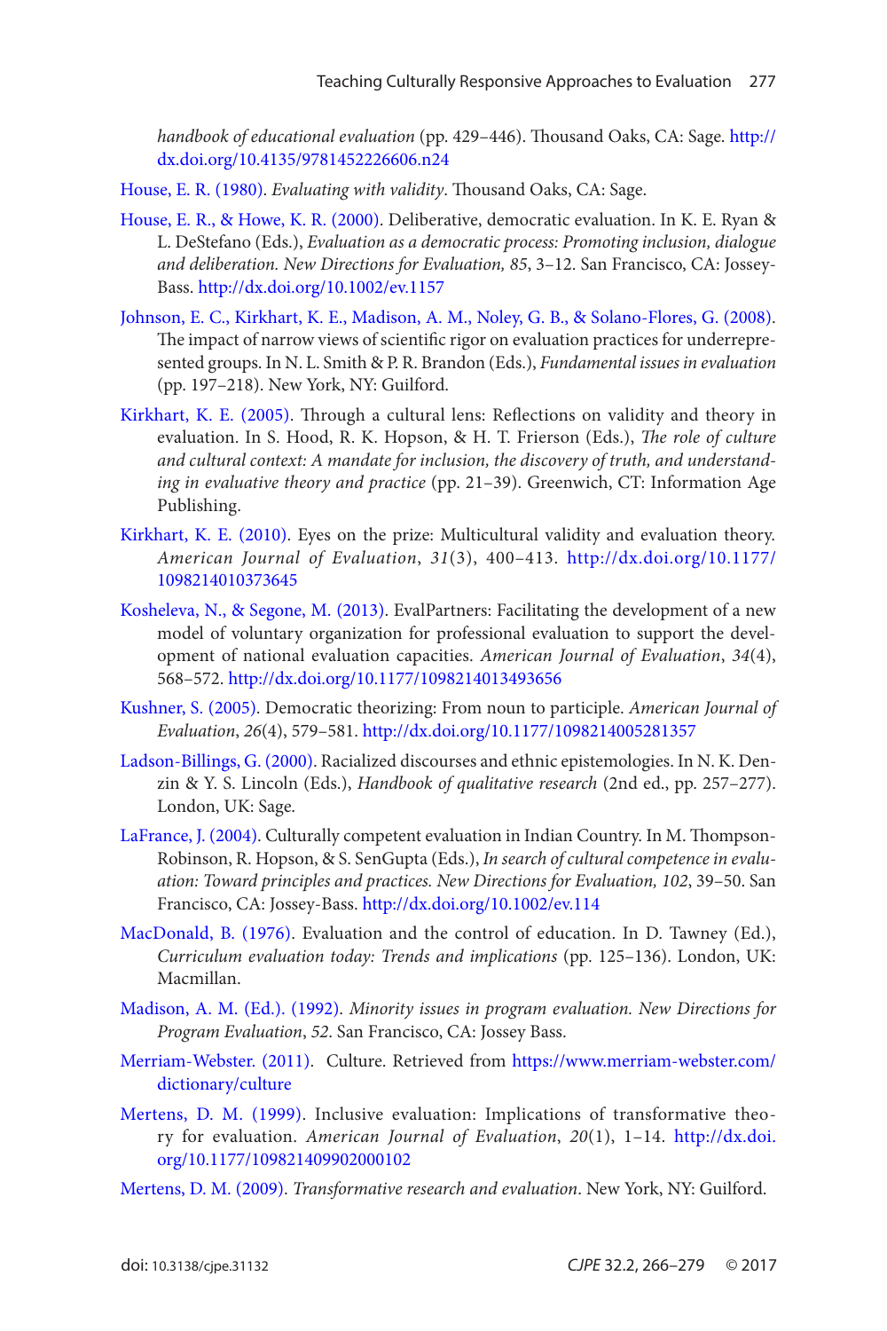*handbook of educational evaluation* (pp. 429–446). Thousand Oaks, CA: Sage. http://dx.doi.org/10.4135/9781452226606.n24

House, E. R. (1980). *Evaluating with validity*. Thousand Oaks, CA: Sage.

House, E. R., & Howe, K. R. (2000). Deliberative, democratic evaluation. In K. E. Ryan & L. DeStefano (Eds.), *Evaluation as a democratic process: Promoting inclusion, dialogue and deliberation. New Directions for Evaluation, 85*, 3–12. San Francisco, CA: Jossey-Bass. http://dx.doi.org/10.1002/ev.1157

Johnson, E. C., Kirkhart, K. E., Madison, A. M., Noley, G. B., & Solano-Flores, G. (2008). The impact of narrow views of scientific rigor on evaluation practices for underrepresented groups. In N. L. Smith & P. R. Brandon (Eds.), *Fundamental issues in evaluation* (pp. 197–218). New York, NY: Guilford.

Kirkhart, K. E. (2005). Through a cultural lens: Reflections on validity and theory in evaluation. In S. Hood, R. K. Hopson, & H. T. Frierson (Eds.), *The role of culture and cultural context: A mandate for inclusion, the discovery of truth, and understanding in evaluative theory and practice* (pp. 21–39). Greenwich, CT: Information Age Publishing.

Kirkhart, K. E. (2010). Eyes on the prize: Multicultural validity and evaluation theory. *American Journal of Evaluation*, *31*(3), 400–413. http://dx.doi.org/10.1177/1098214010373645

Kosheleva, N., & Segone, M. (2013). EvalPartners: Facilitating the development of a new model of voluntary organization for professional evaluation to support the development of national evaluation capacities. *American Journal of Evaluation*, *34*(4), 568–572. http://dx.doi.org/10.1177/1098214013493656

Kushner, S. (2005). Democratic theorizing: From noun to participle. *American Journal of Evaluation*, *26*(4), 579–581. http://dx.doi.org/10.1177/1098214005281357

Ladson-Billings, G. (2000). Racialized discourses and ethnic epistemologies. In N. K. Denzin & Y. S. Lincoln (Eds.), *Handbook of qualitative research* (2nd ed., pp. 257–277). London, UK: Sage.

LaFrance, J. (2004). Culturally competent evaluation in Indian Country. In M. Thompson-Robinson, R. Hopson, & S. SenGupta (Eds.), *In search of cultural competence in evaluation: Toward principles and practices. New Directions for Evaluation, 102*, 39–50. San Francisco, CA: Jossey-Bass. http://dx.doi.org/10.1002/ev.114

MacDonald, B. (1976). Evaluation and the control of education. In D. Tawney (Ed.), *Curriculum evaluation today: Trends and implications* (pp. 125–136). London, UK: Macmillan.

Madison, A. M. (Ed.). (1992). *Minority issues in program evaluation. New Directions for Program Evaluation*, *52*. San Francisco, CA: Jossey Bass.

Merriam-Webster. (2011). Culture. Retrieved from https://www.merriam-webster.com/dictionary/culture

Mertens, D. M. (1999). Inclusive evaluation: Implications of transformative theory for evaluation. *American Journal of Evaluation*, *20*(1), 1–14. http://dx.doi.org/10.1177/109821409902000102

Mertens, D. M. (2009). *Transformative research and evaluation*. New York, NY: Guilford.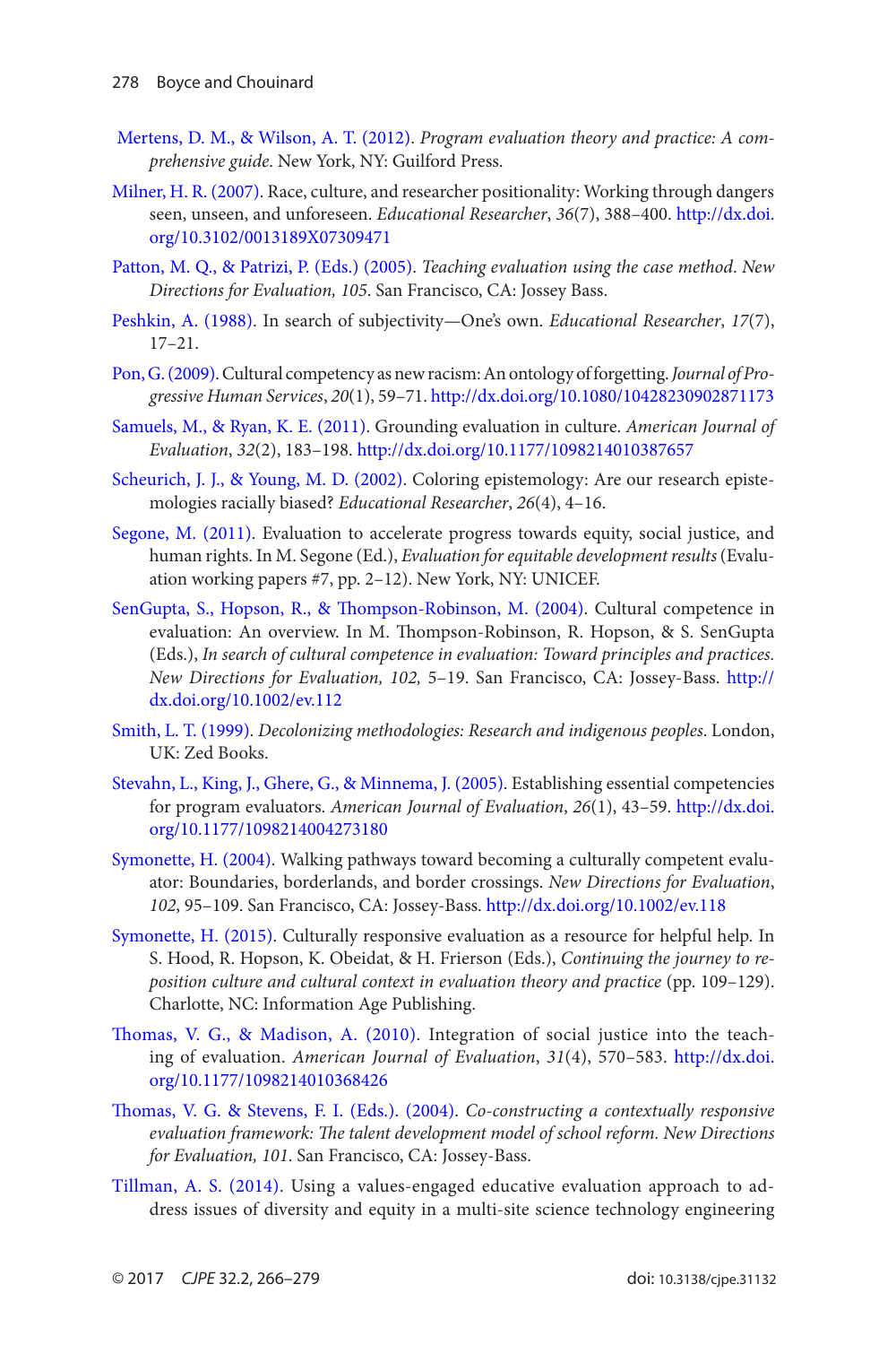Mertens, D. M., & Wilson, A. T. (2012). *Program evaluation theory and practice: A comprehensive guide*. New York, NY: Guilford Press.

Milner, H. R. (2007). Race, culture, and researcher positionality: Working through dangers seen, unseen, and unforeseen. *Educational Researcher*, *36*(7), 388–400. http://dx.doi.org/10.3102/0013189X07309471

Patton, M. Q., & Patrizi, P. (Eds.) (2005). *Teaching evaluation using the case method*. *New Directions for Evaluation, 105*. San Francisco, CA: Jossey Bass.

Peshkin, A. (1988). In search of subjectivity—One's own. *Educational Researcher*, *17*(7), 17–21.

Pon, G. (2009). Cultural competency as new racism: An ontology of forgetting. *Journal of Progressive Human Services*, *20*(1), 59–71. http://dx.doi.org/10.1080/10428230902871173

Samuels, M., & Ryan, K. E. (2011). Grounding evaluation in culture. *American Journal of Evaluation*, *32*(2), 183–198. http://dx.doi.org/10.1177/1098214010387657

Scheurich, J. J., & Young, M. D. (2002). Coloring epistemology: Are our research epistemologies racially biased? *Educational Researcher*, *26*(4), 4–16.

Segone, M. (2011). Evaluation to accelerate progress towards equity, social justice, and human rights. In M. Segone (Ed.), *Evaluation for equitable development results* (Evaluation working papers #7, pp. 2–12). New York, NY: UNICEF.

SenGupta, S., Hopson, R., & Thompson-Robinson, M. (2004). Cultural competence in evaluation: An overview. In M. Thompson-Robinson, R. Hopson, & S. SenGupta (Eds.), *In search of cultural competence in evaluation: Toward principles and practices. New Directions for Evaluation, 102,* 5–19. San Francisco, CA: Jossey-Bass. http://dx.doi.org/10.1002/ev.112

Smith, L. T. (1999). *Decolonizing methodologies: Research and indigenous peoples*. London, UK: Zed Books.

Stevahn, L., King, J., Ghere, G., & Minnema, J. (2005). Establishing essential competencies for program evaluators. *American Journal of Evaluation*, *26*(1), 43–59. http://dx.doi.org/10.1177/1098214004273180

Symonette, H. (2004). Walking pathways toward becoming a culturally competent evaluator: Boundaries, borderlands, and border crossings. *New Directions for Evaluation*, *102*, 95–109. San Francisco, CA: Jossey-Bass. http://dx.doi.org/10.1002/ev.118

Symonette, H. (2015). Culturally responsive evaluation as a resource for helpful help. In S. Hood, R. Hopson, K. Obeidat, & H. Frierson (Eds.), *Continuing the journey to reposition culture and cultural context in evaluation theory and practice* (pp. 109–129). Charlotte, NC: Information Age Publishing.

Thomas, V. G., & Madison, A. (2010). Integration of social justice into the teaching of evaluation. *American Journal of Evaluation*, *31*(4), 570–583. http://dx.doi.org/10.1177/1098214010368426

Thomas, V. G. & Stevens, F. I. (Eds.). (2004). *Co-constructing a contextually responsive evaluation framework: The talent development model of school reform. New Directions for Evaluation, 101*. San Francisco, CA: Jossey-Bass.

Tillman, A. S. (2014). Using a values-engaged educative evaluation approach to address issues of diversity and equity in a multi-site science technology engineering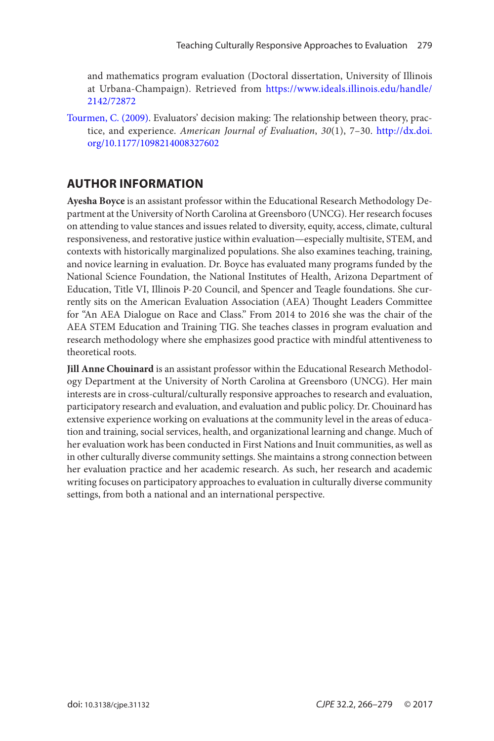and mathematics program evaluation (Doctoral dissertation, University of Illinois at Urbana-Champaign). Retrieved from https://www.ideals.illinois.edu/handle/2142/72872

Tourmen, C. (2009). Evaluators' decision making: The relationship between theory, practice, and experience. *American Journal of Evaluation*, *30*(1), 7–30. http://dx.doi.org/10.1177/1098214008327602

## AUTHOR INFORMATION

**Ayesha Boyce** is an assistant professor within the Educational Research Methodology Department at the University of North Carolina at Greensboro (UNCG). Her research focuses on attending to value stances and issues related to diversity, equity, access, climate, cultural responsiveness, and restorative justice within evaluation—especially multisite, STEM, and contexts with historically marginalized populations. She also examines teaching, training, and novice learning in evaluation. Dr. Boyce has evaluated many programs funded by the National Science Foundation, the National Institutes of Health, Arizona Department of Education, Title VI, Illinois P-20 Council, and Spencer and Teagle foundations. She currently sits on the American Evaluation Association (AEA) Thought Leaders Committee for "An AEA Dialogue on Race and Class." From 2014 to 2016 she was the chair of the AEA STEM Education and Training TIG. She teaches classes in program evaluation and research methodology where she emphasizes good practice with mindful attentiveness to theoretical roots.

**Jill Anne Chouinard** is an assistant professor within the Educational Research Methodology Department at the University of North Carolina at Greensboro (UNCG). Her main interests are in cross-cultural/culturally responsive approaches to research and evaluation, participatory research and evaluation, and evaluation and public policy. Dr. Chouinard has extensive experience working on evaluations at the community level in the areas of education and training, social services, health, and organizational learning and change. Much of her evaluation work has been conducted in First Nations and Inuit communities, as well as in other culturally diverse community settings. She maintains a strong connection between her evaluation practice and her academic research. As such, her research and academic writing focuses on participatory approaches to evaluation in culturally diverse community settings, from both a national and an international perspective.